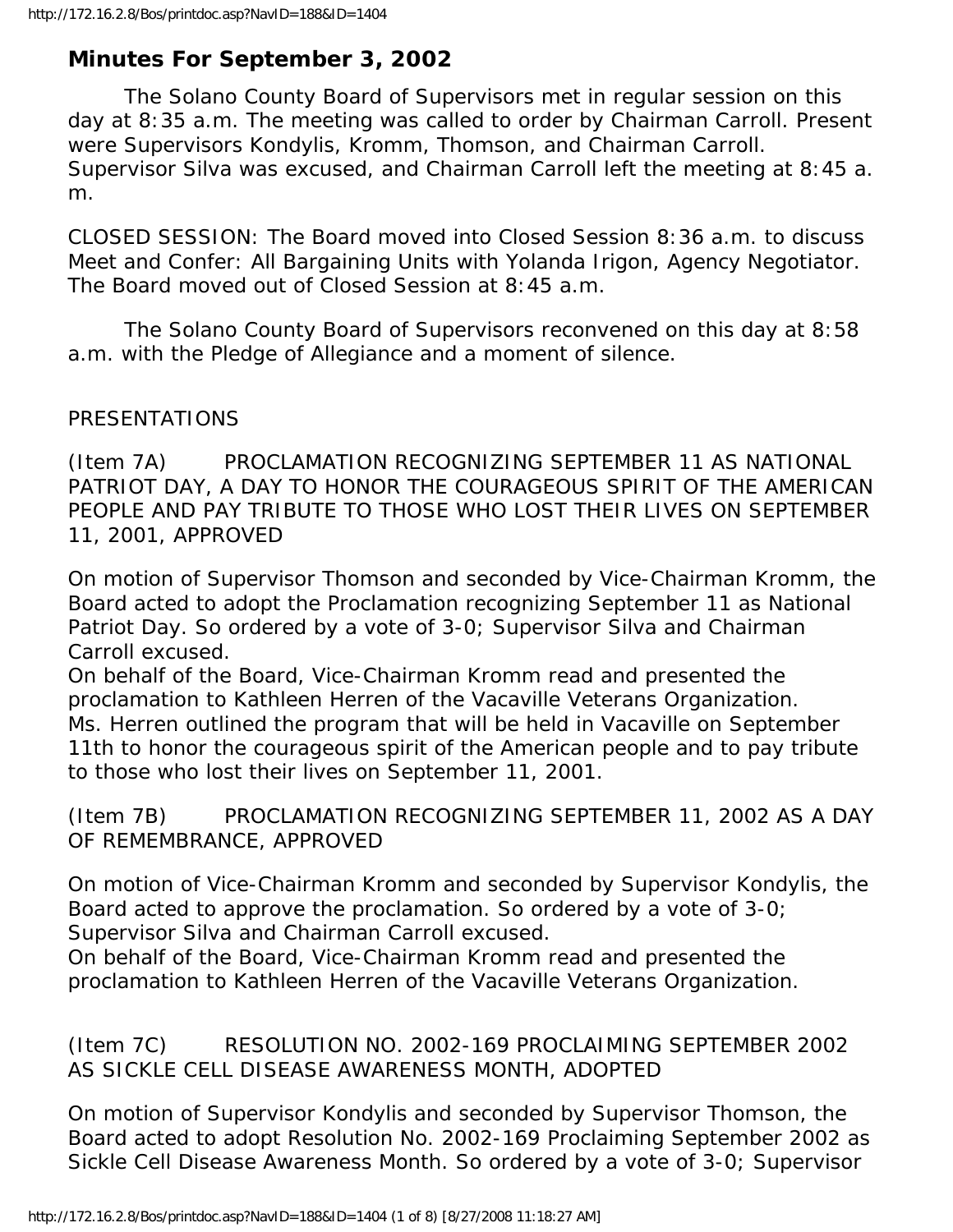## Minutes For September 3, 2002

The Solano County Board of Supervisors met in regular session on this day at 8:35 a.m. The meeting was called to order by Chairman Carroll. Present were Supervisors Kondylis, Kromm, Thomson, and Chairman Carroll. Supervisor Silva was excused, and Chairman Carroll left the meeting at 8:45 a.m.

CLOSED SESSION: The Board moved into Closed Session 8:36 a.m. to discuss Meet and Confer: All Bargaining Units with Yolanda Irigon, Agency Negotiator. The Board moved out of Closed Session at 8:45 a.m.

The Solano County Board of Supervisors reconvened on this day at 8:58 a.m. with the Pledge of Allegiance and a moment of silence.

PRESENTATIONS

(Item 7A) PROCLAMATION RECOGNIZING SEPTEMBER 11 AS NATIONAL PATRIOT DAY, A DAY TO HONOR THE COURAGEOUS SPIRIT OF THE AMERICAN PEOPLE AND PAY TRIBUTE TO THOSE WHO LOST THEIR LIVES ON SEPTEMBER 11, 2001, APPROVED

On motion of Supervisor Thomson and seconded by Vice-Chairman Kromm, the Board acted to adopt the Proclamation recognizing September 11 as National Patriot Day. So ordered by a vote of 3-0; Supervisor Silva and Chairman Carroll excused.
On behalf of the Board, Vice-Chairman Kromm read and presented the proclamation to Kathleen Herren of the Vacaville Veterans Organization.
Ms. Herren outlined the program that will be held in Vacaville on September 11th to honor the courageous spirit of the American people and to pay tribute to those who lost their lives on September 11, 2001.

(Item 7B) PROCLAMATION RECOGNIZING SEPTEMBER 11, 2002 AS A DAY OF REMEMBRANCE, APPROVED

On motion of Vice-Chairman Kromm and seconded by Supervisor Kondylis, the Board acted to approve the proclamation. So ordered by a vote of 3-0; Supervisor Silva and Chairman Carroll excused.
On behalf of the Board, Vice-Chairman Kromm read and presented the proclamation to Kathleen Herren of the Vacaville Veterans Organization.

(Item 7C) RESOLUTION NO. 2002-169 PROCLAIMING SEPTEMBER 2002 AS SICKLE CELL DISEASE AWARENESS MONTH, ADOPTED

On motion of Supervisor Kondylis and seconded by Supervisor Thomson, the Board acted to adopt Resolution No. 2002-169 Proclaiming September 2002 as Sickle Cell Disease Awareness Month. So ordered by a vote of 3-0; Supervisor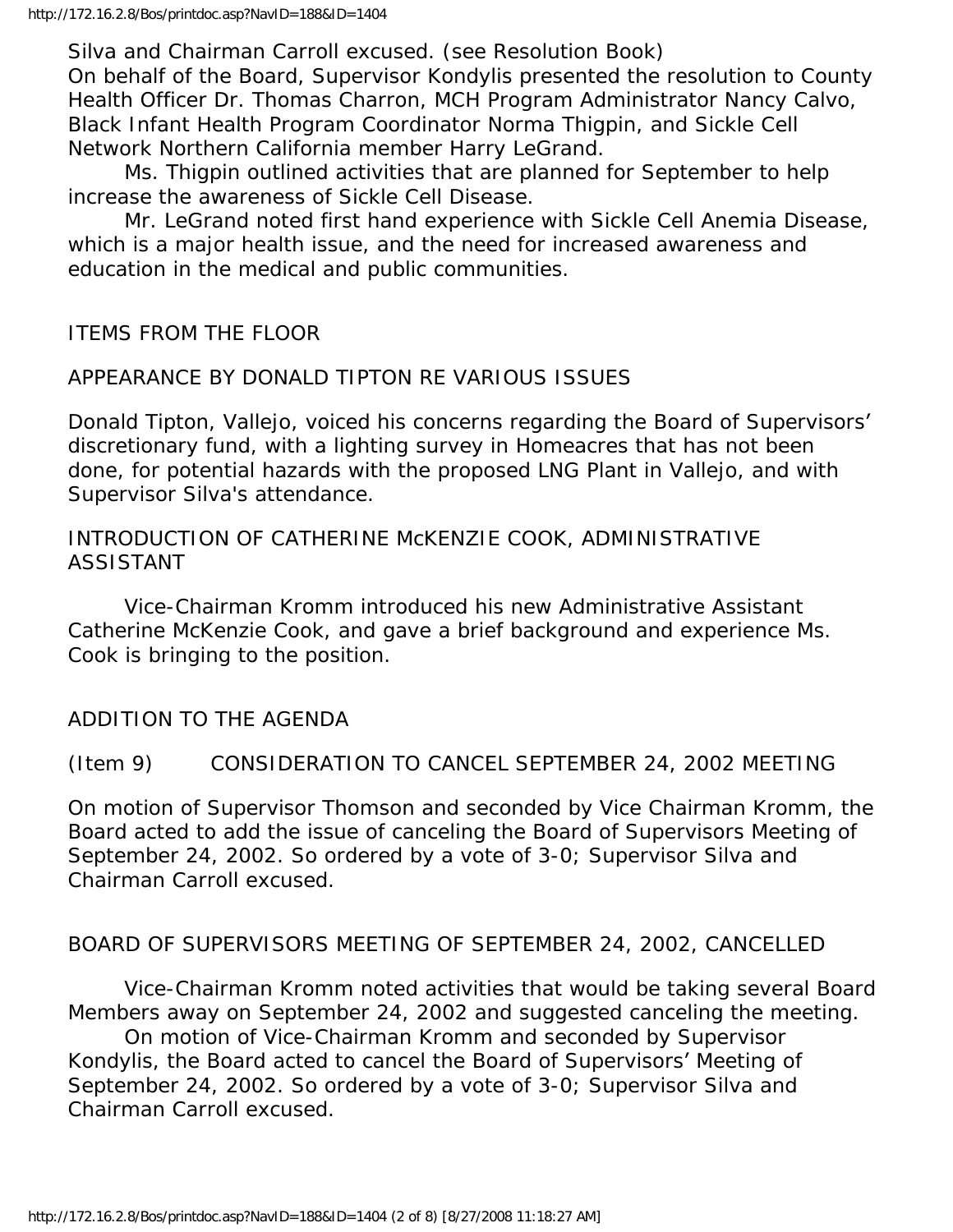Silva and Chairman Carroll excused. (see Resolution Book)
On behalf of the Board, Supervisor Kondylis presented the resolution to County Health Officer Dr. Thomas Charron, MCH Program Administrator Nancy Calvo, Black Infant Health Program Coordinator Norma Thigpin, and Sickle Cell Network Northern California member Harry LeGrand.

Ms. Thigpin outlined activities that are planned for September to help increase the awareness of Sickle Cell Disease.

Mr. LeGrand noted first hand experience with Sickle Cell Anemia Disease, which is a major health issue, and the need for increased awareness and education in the medical and public communities.

ITEMS FROM THE FLOOR

APPEARANCE BY DONALD TIPTON RE VARIOUS ISSUES

Donald Tipton, Vallejo, voiced his concerns regarding the Board of Supervisors' discretionary fund, with a lighting survey in Homeacres that has not been done, for potential hazards with the proposed LNG Plant in Vallejo, and with Supervisor Silva's attendance.

INTRODUCTION OF CATHERINE McKENZIE COOK, ADMINISTRATIVE ASSISTANT

Vice-Chairman Kromm introduced his new Administrative Assistant Catherine McKenzie Cook, and gave a brief background and experience Ms. Cook is bringing to the position.

ADDITION TO THE AGENDA

(Item 9) CONSIDERATION TO CANCEL SEPTEMBER 24, 2002 MEETING

On motion of Supervisor Thomson and seconded by Vice Chairman Kromm, the Board acted to add the issue of canceling the Board of Supervisors Meeting of September 24, 2002. So ordered by a vote of 3-0; Supervisor Silva and Chairman Carroll excused.

BOARD OF SUPERVISORS MEETING OF SEPTEMBER 24, 2002, CANCELLED

Vice-Chairman Kromm noted activities that would be taking several Board Members away on September 24, 2002 and suggested canceling the meeting.

On motion of Vice-Chairman Kromm and seconded by Supervisor Kondylis, the Board acted to cancel the Board of Supervisors' Meeting of September 24, 2002. So ordered by a vote of 3-0; Supervisor Silva and Chairman Carroll excused.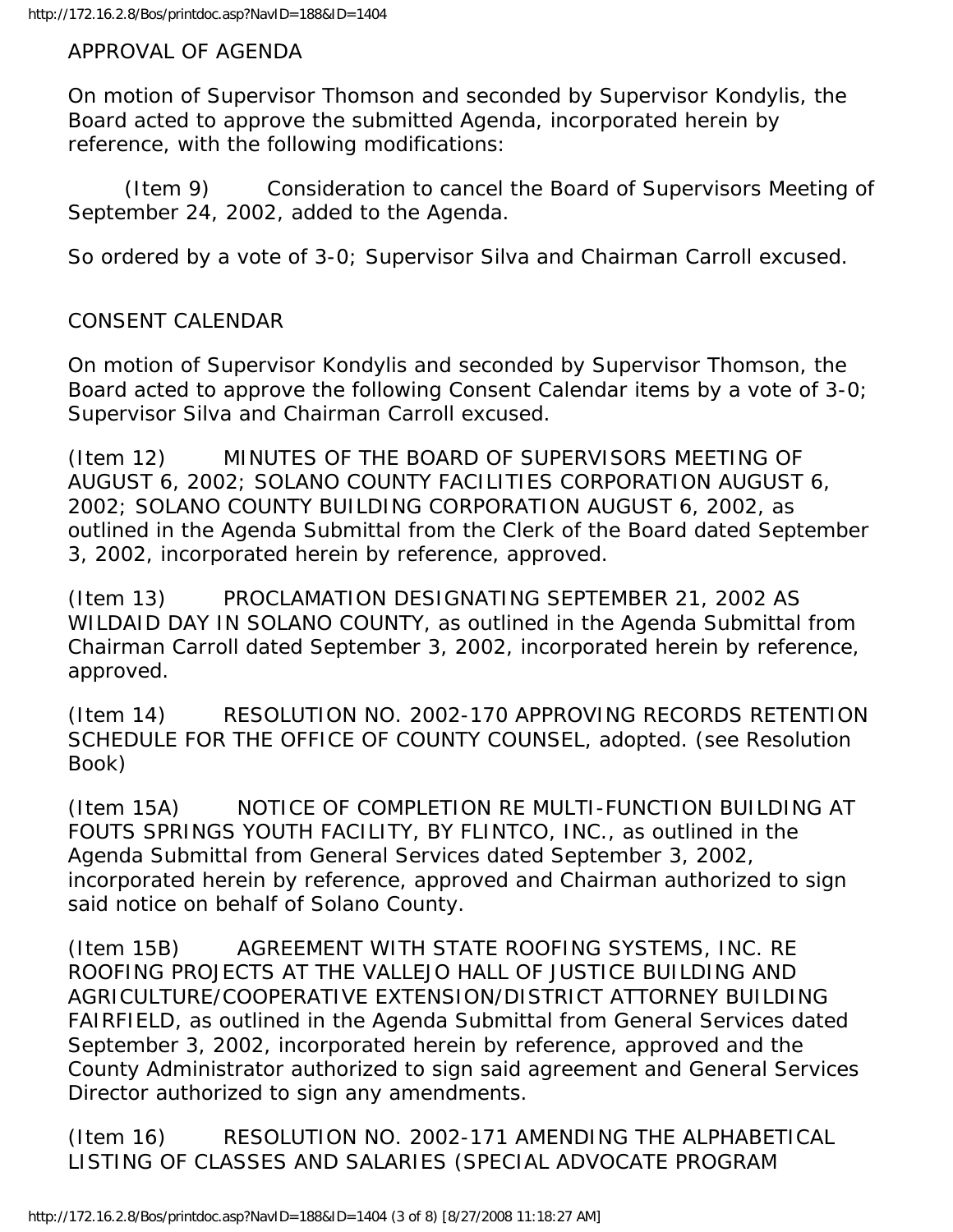APPROVAL OF AGENDA

On motion of Supervisor Thomson and seconded by Supervisor Kondylis, the Board acted to approve the submitted Agenda, incorporated herein by reference, with the following modifications:

(Item 9) Consideration to cancel the Board of Supervisors Meeting of September 24, 2002, added to the Agenda.

So ordered by a vote of 3-0; Supervisor Silva and Chairman Carroll excused.

CONSENT CALENDAR

On motion of Supervisor Kondylis and seconded by Supervisor Thomson, the Board acted to approve the following Consent Calendar items by a vote of 3-0; Supervisor Silva and Chairman Carroll excused.

(Item 12) MINUTES OF THE BOARD OF SUPERVISORS MEETING OF AUGUST 6, 2002; SOLANO COUNTY FACILITIES CORPORATION AUGUST 6, 2002; SOLANO COUNTY BUILDING CORPORATION AUGUST 6, 2002, as outlined in the Agenda Submittal from the Clerk of the Board dated September 3, 2002, incorporated herein by reference, approved.

(Item 13) PROCLAMATION DESIGNATING SEPTEMBER 21, 2002 AS WILDAID DAY IN SOLANO COUNTY, as outlined in the Agenda Submittal from Chairman Carroll dated September 3, 2002, incorporated herein by reference, approved.

(Item 14) RESOLUTION NO. 2002-170 APPROVING RECORDS RETENTION SCHEDULE FOR THE OFFICE OF COUNTY COUNSEL, adopted. (see Resolution Book)

(Item 15A) NOTICE OF COMPLETION RE MULTI-FUNCTION BUILDING AT FOUTS SPRINGS YOUTH FACILITY, BY FLINTCO, INC., as outlined in the Agenda Submittal from General Services dated September 3, 2002, incorporated herein by reference, approved and Chairman authorized to sign said notice on behalf of Solano County.

(Item 15B) AGREEMENT WITH STATE ROOFING SYSTEMS, INC. RE ROOFING PROJECTS AT THE VALLEJO HALL OF JUSTICE BUILDING AND AGRICULTURE/COOPERATIVE EXTENSION/DISTRICT ATTORNEY BUILDING FAIRFIELD, as outlined in the Agenda Submittal from General Services dated September 3, 2002, incorporated herein by reference, approved and the County Administrator authorized to sign said agreement and General Services Director authorized to sign any amendments.

(Item 16) RESOLUTION NO. 2002-171 AMENDING THE ALPHABETICAL LISTING OF CLASSES AND SALARIES (SPECIAL ADVOCATE PROGRAM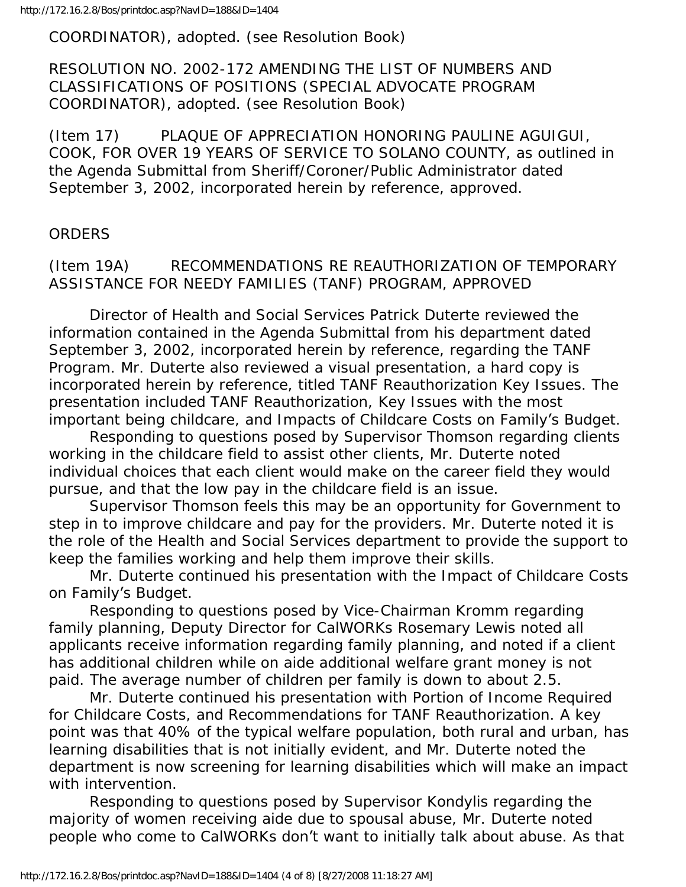COORDINATOR), adopted. (see Resolution Book)

RESOLUTION NO. 2002-172 AMENDING THE LIST OF NUMBERS AND CLASSIFICATIONS OF POSITIONS (SPECIAL ADVOCATE PROGRAM COORDINATOR), adopted. (see Resolution Book)

(Item 17) PLAQUE OF APPRECIATION HONORING PAULINE AGUIGUI, COOK, FOR OVER 19 YEARS OF SERVICE TO SOLANO COUNTY, as outlined in the Agenda Submittal from Sheriff/Coroner/Public Administrator dated September 3, 2002, incorporated herein by reference, approved.

ORDERS

(Item 19A) RECOMMENDATIONS RE REAUTHORIZATION OF TEMPORARY ASSISTANCE FOR NEEDY FAMILIES (TANF) PROGRAM, APPROVED

Director of Health and Social Services Patrick Duterte reviewed the information contained in the Agenda Submittal from his department dated September 3, 2002, incorporated herein by reference, regarding the TANF Program. Mr. Duterte also reviewed a visual presentation, a hard copy is incorporated herein by reference, titled TANF Reauthorization Key Issues. The presentation included TANF Reauthorization, Key Issues with the most important being childcare, and Impacts of Childcare Costs on Family's Budget.

Responding to questions posed by Supervisor Thomson regarding clients working in the childcare field to assist other clients, Mr. Duterte noted individual choices that each client would make on the career field they would pursue, and that the low pay in the childcare field is an issue.

Supervisor Thomson feels this may be an opportunity for Government to step in to improve childcare and pay for the providers. Mr. Duterte noted it is the role of the Health and Social Services department to provide the support to keep the families working and help them improve their skills.

Mr. Duterte continued his presentation with the Impact of Childcare Costs on Family's Budget.

Responding to questions posed by Vice-Chairman Kromm regarding family planning, Deputy Director for CalWORKs Rosemary Lewis noted all applicants receive information regarding family planning, and noted if a client has additional children while on aide additional welfare grant money is not paid. The average number of children per family is down to about 2.5.

Mr. Duterte continued his presentation with Portion of Income Required for Childcare Costs, and Recommendations for TANF Reauthorization. A key point was that 40% of the typical welfare population, both rural and urban, has learning disabilities that is not initially evident, and Mr. Duterte noted the department is now screening for learning disabilities which will make an impact with intervention.

Responding to questions posed by Supervisor Kondylis regarding the majority of women receiving aide due to spousal abuse, Mr. Duterte noted people who come to CalWORKs don't want to initially talk about abuse. As that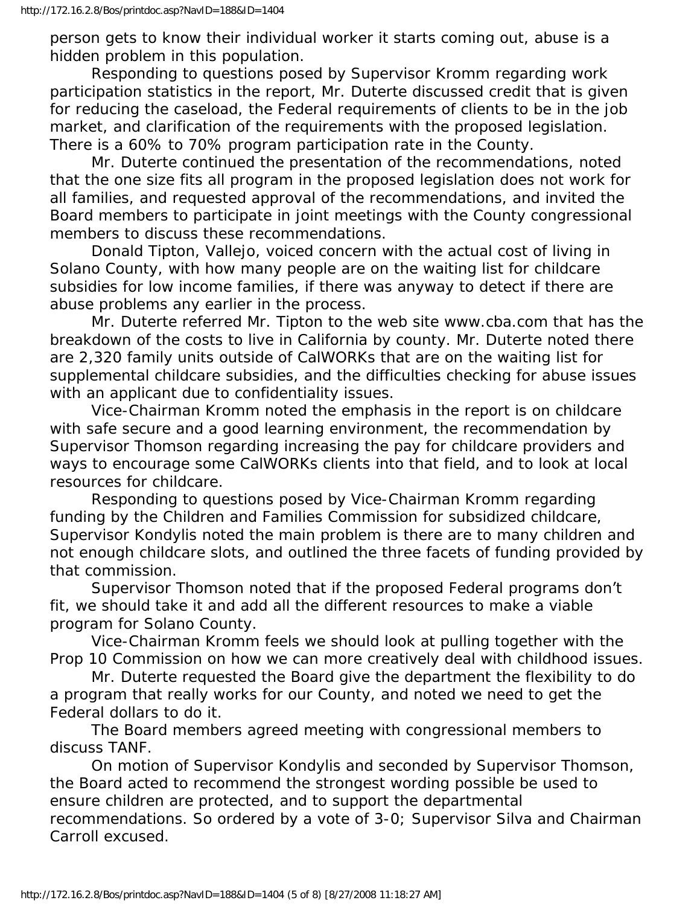person gets to know their individual worker it starts coming out, abuse is a hidden problem in this population.

Responding to questions posed by Supervisor Kromm regarding work participation statistics in the report, Mr. Duterte discussed credit that is given for reducing the caseload, the Federal requirements of clients to be in the job market, and clarification of the requirements with the proposed legislation. There is a 60% to 70% program participation rate in the County.

Mr. Duterte continued the presentation of the recommendations, noted that the one size fits all program in the proposed legislation does not work for all families, and requested approval of the recommendations, and invited the Board members to participate in joint meetings with the County congressional members to discuss these recommendations.

Donald Tipton, Vallejo, voiced concern with the actual cost of living in Solano County, with how many people are on the waiting list for childcare subsidies for low income families, if there was anyway to detect if there are abuse problems any earlier in the process.

Mr. Duterte referred Mr. Tipton to the web site www.cba.com that has the breakdown of the costs to live in California by county. Mr. Duterte noted there are 2,320 family units outside of CalWORKs that are on the waiting list for supplemental childcare subsidies, and the difficulties checking for abuse issues with an applicant due to confidentiality issues.

Vice-Chairman Kromm noted the emphasis in the report is on childcare with safe secure and a good learning environment, the recommendation by Supervisor Thomson regarding increasing the pay for childcare providers and ways to encourage some CalWORKs clients into that field, and to look at local resources for childcare.

Responding to questions posed by Vice-Chairman Kromm regarding funding by the Children and Families Commission for subsidized childcare, Supervisor Kondylis noted the main problem is there are to many children and not enough childcare slots, and outlined the three facets of funding provided by that commission.

Supervisor Thomson noted that if the proposed Federal programs don't fit, we should take it and add all the different resources to make a viable program for Solano County.

Vice-Chairman Kromm feels we should look at pulling together with the Prop 10 Commission on how we can more creatively deal with childhood issues.

Mr. Duterte requested the Board give the department the flexibility to do a program that really works for our County, and noted we need to get the Federal dollars to do it.

The Board members agreed meeting with congressional members to discuss TANF.

On motion of Supervisor Kondylis and seconded by Supervisor Thomson, the Board acted to recommend the strongest wording possible be used to ensure children are protected, and to support the departmental recommendations. So ordered by a vote of 3-0; Supervisor Silva and Chairman Carroll excused.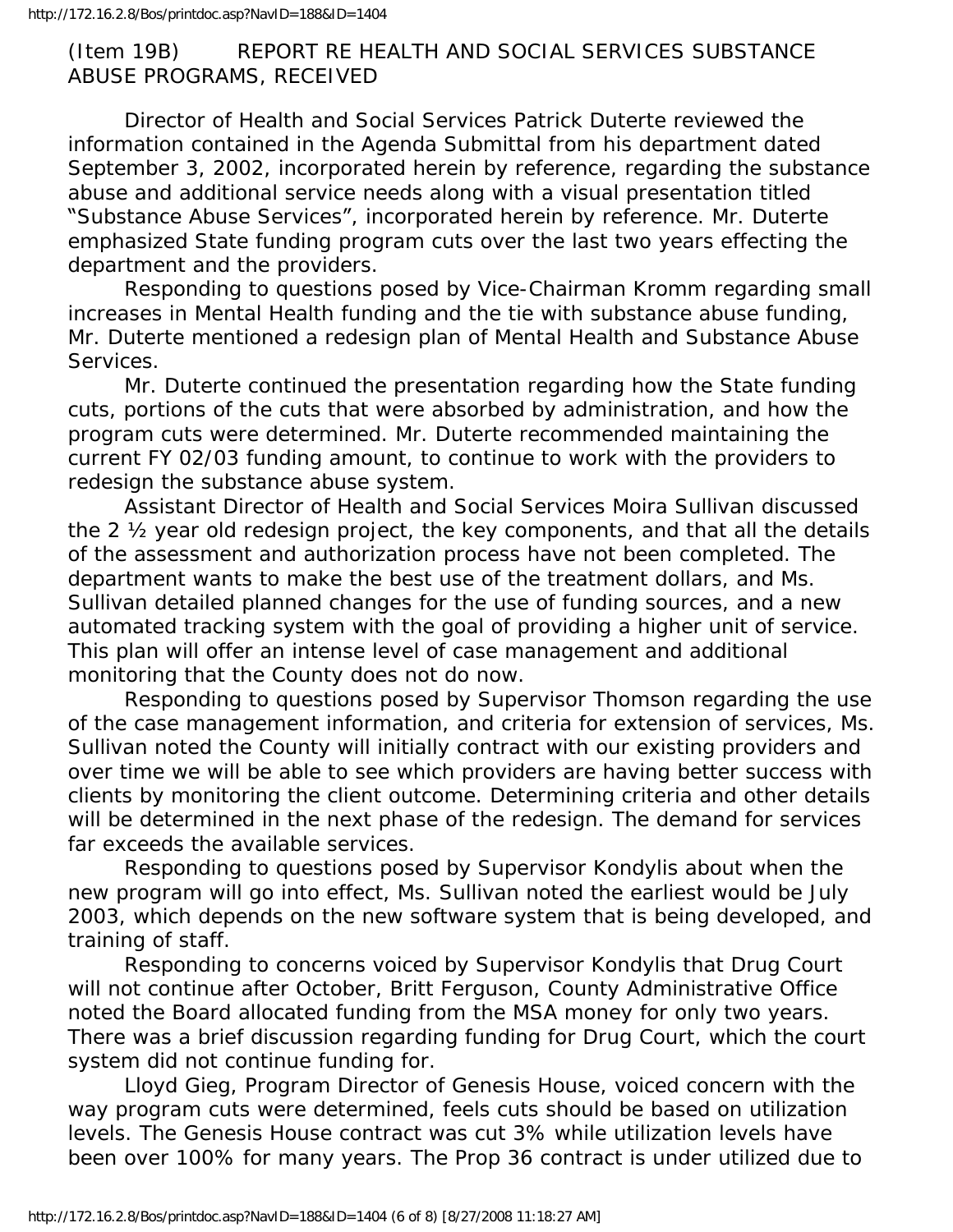(Item 19B) REPORT RE HEALTH AND SOCIAL SERVICES SUBSTANCE ABUSE PROGRAMS, RECEIVED

Director of Health and Social Services Patrick Duterte reviewed the information contained in the Agenda Submittal from his department dated September 3, 2002, incorporated herein by reference, regarding the substance abuse and additional service needs along with a visual presentation titled "Substance Abuse Services", incorporated herein by reference. Mr. Duterte emphasized State funding program cuts over the last two years effecting the department and the providers.

Responding to questions posed by Vice-Chairman Kromm regarding small increases in Mental Health funding and the tie with substance abuse funding, Mr. Duterte mentioned a redesign plan of Mental Health and Substance Abuse Services.

Mr. Duterte continued the presentation regarding how the State funding cuts, portions of the cuts that were absorbed by administration, and how the program cuts were determined. Mr. Duterte recommended maintaining the current FY 02/03 funding amount, to continue to work with the providers to redesign the substance abuse system.

Assistant Director of Health and Social Services Moira Sullivan discussed the 2 ½ year old redesign project, the key components, and that all the details of the assessment and authorization process have not been completed. The department wants to make the best use of the treatment dollars, and Ms. Sullivan detailed planned changes for the use of funding sources, and a new automated tracking system with the goal of providing a higher unit of service. This plan will offer an intense level of case management and additional monitoring that the County does not do now.

Responding to questions posed by Supervisor Thomson regarding the use of the case management information, and criteria for extension of services, Ms. Sullivan noted the County will initially contract with our existing providers and over time we will be able to see which providers are having better success with clients by monitoring the client outcome. Determining criteria and other details will be determined in the next phase of the redesign. The demand for services far exceeds the available services.

Responding to questions posed by Supervisor Kondylis about when the new program will go into effect, Ms. Sullivan noted the earliest would be July 2003, which depends on the new software system that is being developed, and training of staff.

Responding to concerns voiced by Supervisor Kondylis that Drug Court will not continue after October, Britt Ferguson, County Administrative Office noted the Board allocated funding from the MSA money for only two years. There was a brief discussion regarding funding for Drug Court, which the court system did not continue funding for.

Lloyd Gieg, Program Director of Genesis House, voiced concern with the way program cuts were determined, feels cuts should be based on utilization levels. The Genesis House contract was cut 3% while utilization levels have been over 100% for many years. The Prop 36 contract is under utilized due to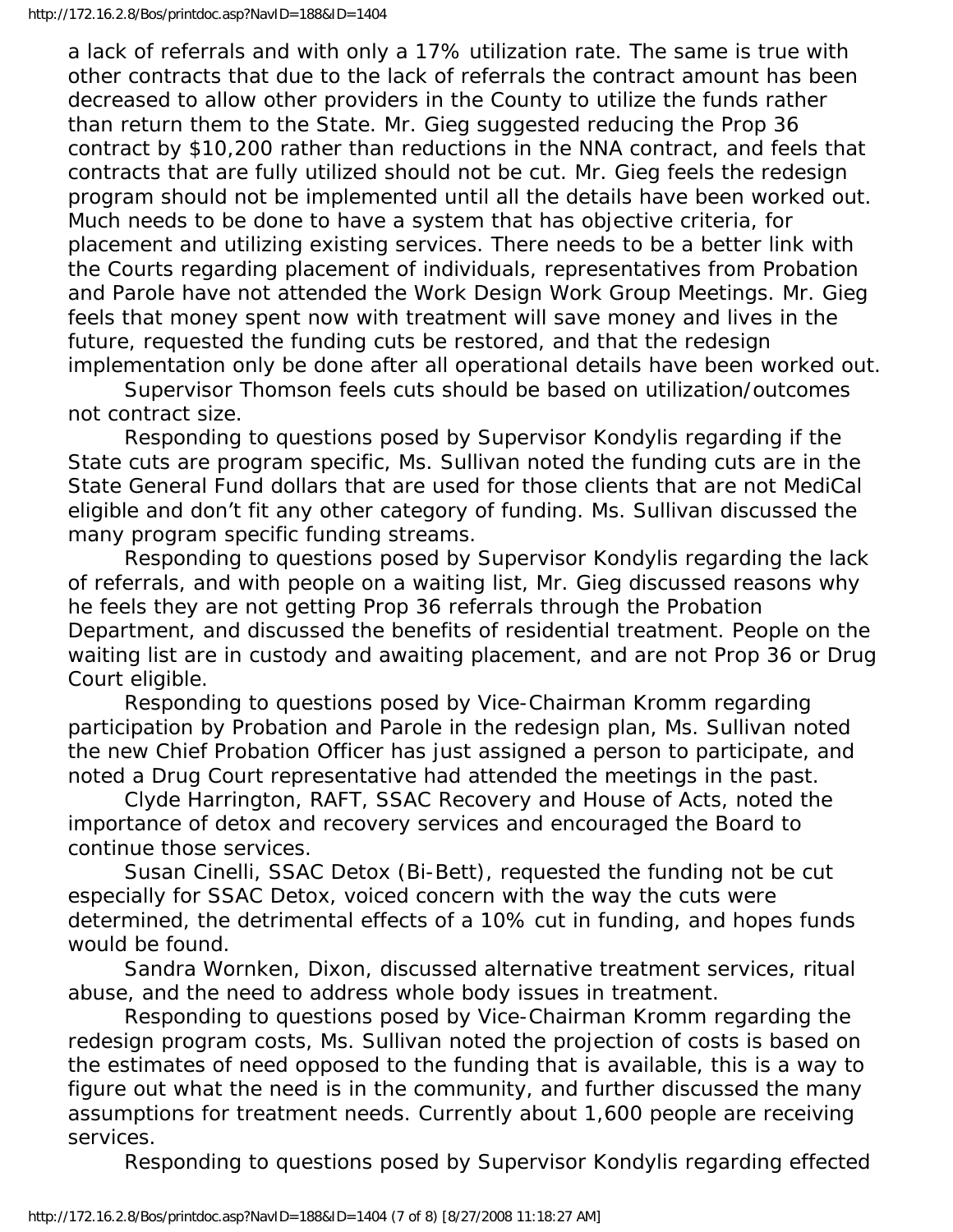a lack of referrals and with only a 17% utilization rate. The same is true with other contracts that due to the lack of referrals the contract amount has been decreased to allow other providers in the County to utilize the funds rather than return them to the State. Mr. Gieg suggested reducing the Prop 36 contract by $10,200 rather than reductions in the NNA contract, and feels that contracts that are fully utilized should not be cut. Mr. Gieg feels the redesign program should not be implemented until all the details have been worked out. Much needs to be done to have a system that has objective criteria, for placement and utilizing existing services. There needs to be a better link with the Courts regarding placement of individuals, representatives from Probation and Parole have not attended the Work Design Work Group Meetings. Mr. Gieg feels that money spent now with treatment will save money and lives in the future, requested the funding cuts be restored, and that the redesign implementation only be done after all operational details have been worked out.

Supervisor Thomson feels cuts should be based on utilization/outcomes not contract size.

Responding to questions posed by Supervisor Kondylis regarding if the State cuts are program specific, Ms. Sullivan noted the funding cuts are in the State General Fund dollars that are used for those clients that are not MediCal eligible and don't fit any other category of funding. Ms. Sullivan discussed the many program specific funding streams.

Responding to questions posed by Supervisor Kondylis regarding the lack of referrals, and with people on a waiting list, Mr. Gieg discussed reasons why he feels they are not getting Prop 36 referrals through the Probation Department, and discussed the benefits of residential treatment. People on the waiting list are in custody and awaiting placement, and are not Prop 36 or Drug Court eligible.

Responding to questions posed by Vice-Chairman Kromm regarding participation by Probation and Parole in the redesign plan, Ms. Sullivan noted the new Chief Probation Officer has just assigned a person to participate, and noted a Drug Court representative had attended the meetings in the past.

Clyde Harrington, RAFT, SSAC Recovery and House of Acts, noted the importance of detox and recovery services and encouraged the Board to continue those services.

Susan Cinelli, SSAC Detox (Bi-Bett), requested the funding not be cut especially for SSAC Detox, voiced concern with the way the cuts were determined, the detrimental effects of a 10% cut in funding, and hopes funds would be found.

Sandra Wornken, Dixon, discussed alternative treatment services, ritual abuse, and the need to address whole body issues in treatment.

Responding to questions posed by Vice-Chairman Kromm regarding the redesign program costs, Ms. Sullivan noted the projection of costs is based on the estimates of need opposed to the funding that is available, this is a way to figure out what the need is in the community, and further discussed the many assumptions for treatment needs. Currently about 1,600 people are receiving services.

Responding to questions posed by Supervisor Kondylis regarding effected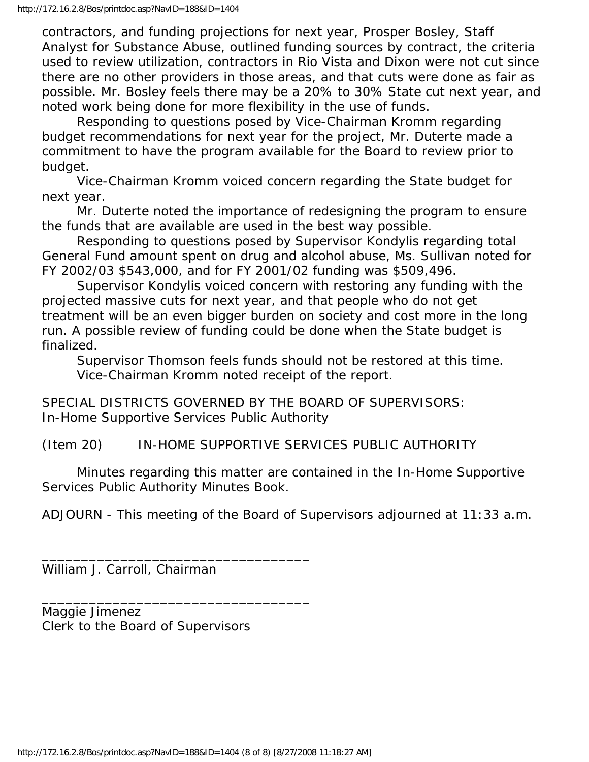contractors, and funding projections for next year, Prosper Bosley, Staff Analyst for Substance Abuse, outlined funding sources by contract, the criteria used to review utilization, contractors in Rio Vista and Dixon were not cut since there are no other providers in those areas, and that cuts were done as fair as possible. Mr. Bosley feels there may be a 20% to 30% State cut next year, and noted work being done for more flexibility in the use of funds.

Responding to questions posed by Vice-Chairman Kromm regarding budget recommendations for next year for the project, Mr. Duterte made a commitment to have the program available for the Board to review prior to budget.

Vice-Chairman Kromm voiced concern regarding the State budget for next year.

Mr. Duterte noted the importance of redesigning the program to ensure the funds that are available are used in the best way possible.

Responding to questions posed by Supervisor Kondylis regarding total General Fund amount spent on drug and alcohol abuse, Ms. Sullivan noted for FY 2002/03 $543,000, and for FY 2001/02 funding was $509,496.

Supervisor Kondylis voiced concern with restoring any funding with the projected massive cuts for next year, and that people who do not get treatment will be an even bigger burden on society and cost more in the long run. A possible review of funding could be done when the State budget is finalized.

Supervisor Thomson feels funds should not be restored at this time.

Vice-Chairman Kromm noted receipt of the report.

SPECIAL DISTRICTS GOVERNED BY THE BOARD OF SUPERVISORS:
In-Home Supportive Services Public Authority

(Item 20) IN-HOME SUPPORTIVE SERVICES PUBLIC AUTHORITY

Minutes regarding this matter are contained in the In-Home Supportive Services Public Authority Minutes Book.

ADJOURN - This meeting of the Board of Supervisors adjourned at 11:33 a.m.

\_\_\_\_\_\_\_\_\_\_\_\_\_\_\_\_\_\_\_\_\_\_\_\_\_\_\_\_\_\_\_\_\_\_
William J. Carroll, Chairman

\_\_\_\_\_\_\_\_\_\_\_\_\_\_\_\_\_\_\_\_\_\_\_\_\_\_\_\_\_\_\_\_\_\_
Maggie Jimenez
Clerk to the Board of Supervisors